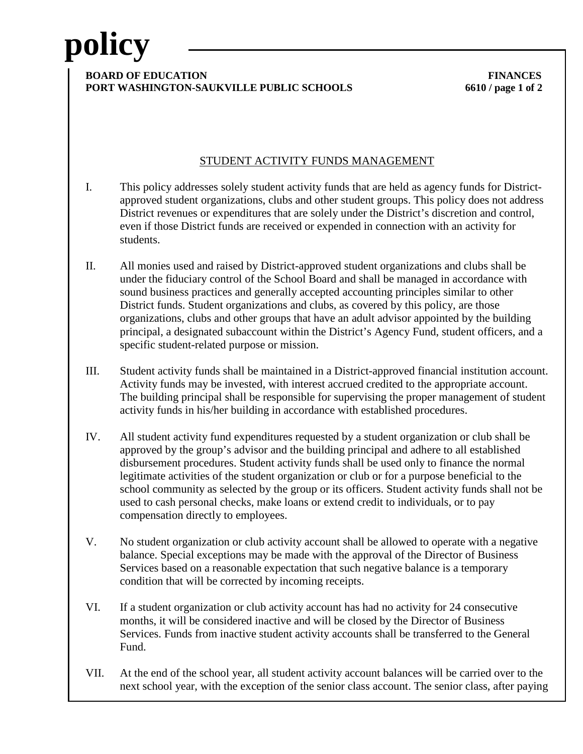# policy

**BOARD OF EDUCATION** **FINANCES**
**PORT WASHINGTON-SAUKVILLE PUBLIC SCHOOLS** **6610**

## STUDENT ACTIVITY FUNDS MANAGEMENT

I. This policy addresses solely student activity funds that are held as agency funds for District-approved student organizations, clubs and other student groups. This policy does not address District revenues or expenditures that are solely under the District's discretion and control, even if those District funds are received or expended in connection with an activity for students.

II. All monies used and raised by District-approved student organizations and clubs shall be under the fiduciary control of the School Board and shall be managed in accordance with sound business practices and generally accepted accounting principles similar to other District funds. Student organizations and clubs, as covered by this policy, are those organizations, clubs and other groups that have an adult advisor appointed by the building principal, a designated subaccount within the District's Agency Fund, student officers, and a specific student-related purpose or mission.

III. Student activity funds shall be maintained in a District-approved financial institution account. Activity funds may be invested, with interest accrued credited to the appropriate account. The building principal shall be responsible for supervising the proper management of student activity funds in his/her building in accordance with established procedures.

IV. All student activity fund expenditures requested by a student organization or club shall be approved by the group's advisor and the building principal and adhere to all established disbursement procedures. Student activity funds shall be used only to finance the normal legitimate activities of the student organization or club or for a purpose beneficial to the school community as selected by the group or its officers. Student activity funds shall not be used to cash personal checks, make loans or extend credit to individuals, or to pay compensation directly to employees.

V. No student organization or club activity account shall be allowed to operate with a negative balance. Special exceptions may be made with the approval of the Director of Business Services based on a reasonable expectation that such negative balance is a temporary condition that will be corrected by incoming receipts.

VI. If a student organization or club activity account has had no activity for 24 consecutive months, it will be considered inactive and will be closed by the Director of Business Services. Funds from inactive student activity accounts shall be transferred to the General Fund.

VII. At the end of the school year, all student activity account balances will be carried over to the next school year, with the exception of the senior class account. The senior class, after paying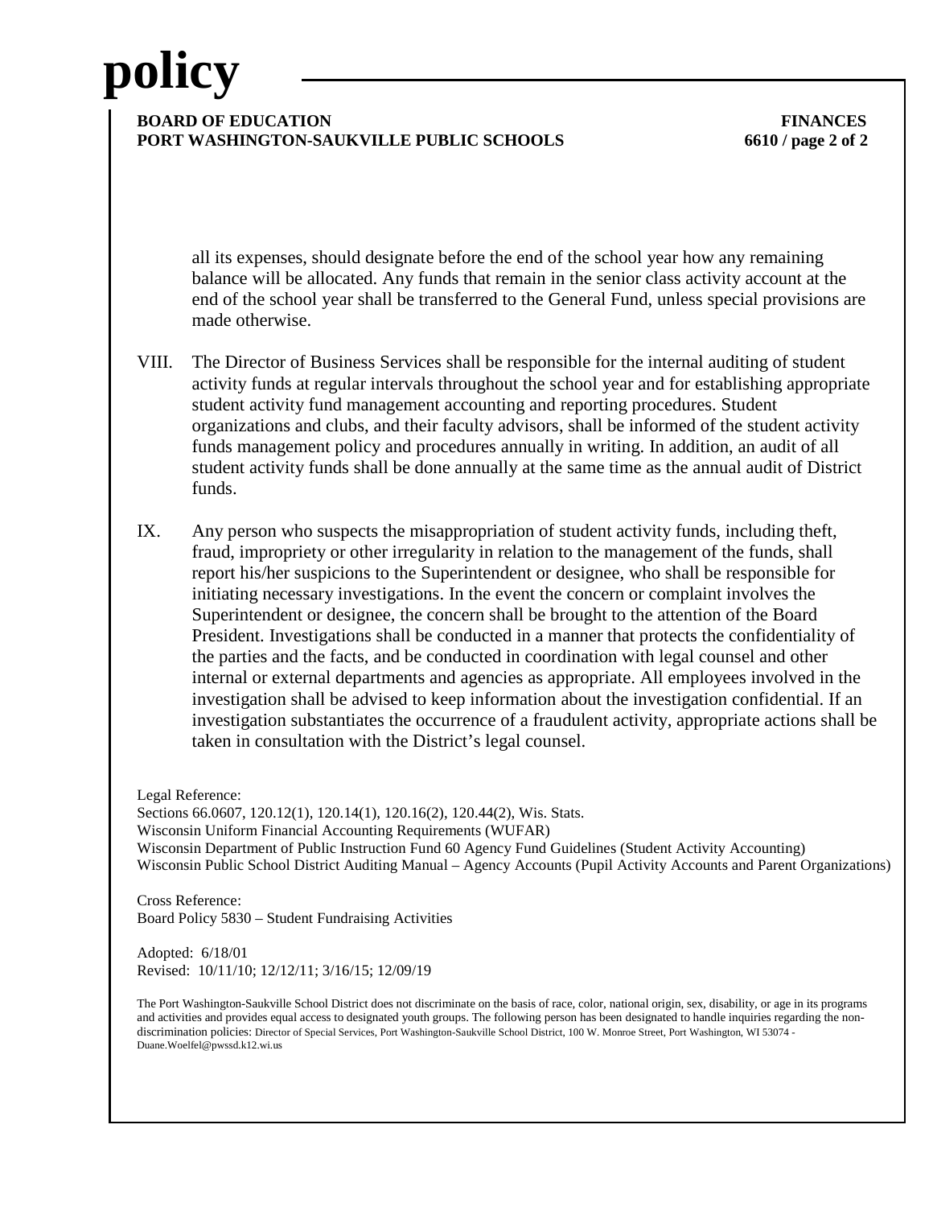all its expenses, should designate before the end of the school year how any remaining balance will be allocated. Any funds that remain in the senior class activity account at the end of the school year shall be transferred to the General Fund, unless special provisions are made otherwise.

VIII. The Director of Business Services shall be responsible for the internal auditing of student activity funds at regular intervals throughout the school year and for establishing appropriate student activity fund management accounting and reporting procedures. Student organizations and clubs, and their faculty advisors, shall be informed of the student activity funds management policy and procedures annually in writing. In addition, an audit of all student activity funds shall be done annually at the same time as the annual audit of District funds.

IX. Any person who suspects the misappropriation of student activity funds, including theft, fraud, impropriety or other irregularity in relation to the management of the funds, shall report his/her suspicions to the Superintendent or designee, who shall be responsible for initiating necessary investigations. In the event the concern or complaint involves the Superintendent or designee, the concern shall be brought to the attention of the Board President. Investigations shall be conducted in a manner that protects the confidentiality of the parties and the facts, and be conducted in coordination with legal counsel and other internal or external departments and agencies as appropriate. All employees involved in the investigation shall be advised to keep information about the investigation confidential. If an investigation substantiates the occurrence of a fraudulent activity, appropriate actions shall be taken in consultation with the District's legal counsel.

Legal Reference:
Sections 66.0607, 120.12(1), 120.14(1), 120.16(2), 120.44(2), Wis. Stats.
Wisconsin Uniform Financial Accounting Requirements (WUFAR)
Wisconsin Department of Public Instruction Fund 60 Agency Fund Guidelines (Student Activity Accounting)
Wisconsin Public School District Auditing Manual – Agency Accounts (Pupil Activity Accounts and Parent Organizations)

Cross Reference:
Board Policy 5830 – Student Fundraising Activities

Adopted: 6/18/01
Revised: 10/11/10; 12/12/11; 3/16/15; 12/09/19

The Port Washington-Saukville School District does not discriminate on the basis of race, color, national origin, sex, disability, or age in its programs and activities and provides equal access to designated youth groups. The following person has been designated to handle inquiries regarding the non-discrimination policies: Director of Special Services, Port Washington-Saukville School District, 100 W. Monroe Street, Port Washington, WI 53074 - Duane.Woelfel@pwssd.k12.wi.us